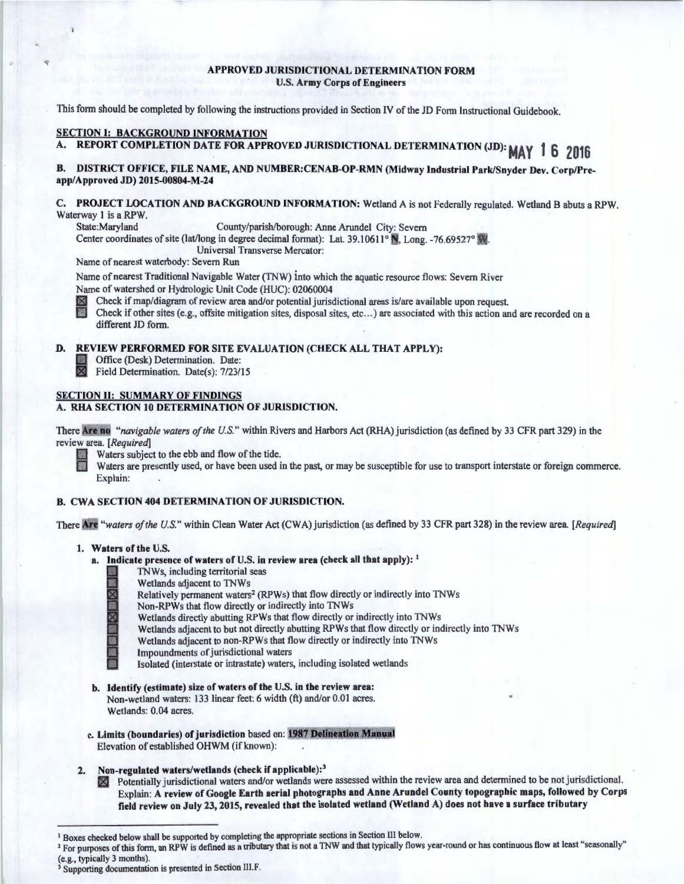# APPROVED JURISDICTIONAL DETERMINATION FORM
**U.S. Army Corps of Engineers**

This form should be completed by following the instructions provided in Section IV of the JD Form Instructional Guidebook.

## SECTION I: BACKGROUND INFORMATION

**A. REPORT COMPLETION DATE FOR APPROVED JURISDICTIONAL DETERMINATION (JD): MAY 16 2016**

**B. DISTRICT OFFICE, FILE NAME, AND NUMBER: CENAB-OP-RMN (Midway Industrial Park/Snyder Dev. Corp/Pre-app/Approved JD) 2015-00804-M-24**

**C. PROJECT LOCATION AND BACKGROUND INFORMATION:** Wetland A is not Federally regulated. Wetland B abuts a RPW. Waterway 1 is a RPW.

State: Maryland County/parish/borough: Anne Arundel City: Severn

Center coordinates of site (lat/long in degree decimal format): Lat. 39.10611° N, Long. -76.69527° W.

Universal Transverse Mercator:

Name of nearest waterbody: Severn Run

Name of nearest Traditional Navigable Water (TNW) into which the aquatic resource flows: Severn River

Name of watershed or Hydrologic Unit Code (HUC): 02060004

- ☒ Check if map/diagram of review area and/or potential jurisdictional areas is/are available upon request.
- ☐ Check if other sites (e.g., offsite mitigation sites, disposal sites, etc...) are associated with this action and are recorded on a different JD form.

**D. REVIEW PERFORMED FOR SITE EVALUATION (CHECK ALL THAT APPLY):**

- ☐ Office (Desk) Determination. Date:
- ☒ Field Determination. Date(s): 7/23/15

## SECTION II: SUMMARY OF FINDINGS

**A. RHA SECTION 10 DETERMINATION OF JURISDICTION.**

There **Are no** "*navigable waters of the U.S.*" within Rivers and Harbors Act (RHA) jurisdiction (as defined by 33 CFR part 329) in the review area. [*Required*]

- ☐ Waters subject to the ebb and flow of the tide.
- ☐ Waters are presently used, or have been used in the past, or may be susceptible for use to transport interstate or foreign commerce. Explain:

**B. CWA SECTION 404 DETERMINATION OF JURISDICTION.**

There **Are** "*waters of the U.S.*" within Clean Water Act (CWA) jurisdiction (as defined by 33 CFR part 328) in the review area. [*Required*]

**1. Waters of the U.S.**

**a. Indicate presence of waters of U.S. in review area (check all that apply):** [1]

- ☐ TNWs, including territorial seas
- ☐ Wetlands adjacent to TNWs
- ☒ Relatively permanent waters[2] (RPWs) that flow directly or indirectly into TNWs
- ☐ Non-RPWs that flow directly or indirectly into TNWs
- ☒ Wetlands directly abutting RPWs that flow directly or indirectly into TNWs
- ☐ Wetlands adjacent to but not directly abutting RPWs that flow directly or indirectly into TNWs
- ☐ Wetlands adjacent to non-RPWs that flow directly or indirectly into TNWs
- ☐ Impoundments of jurisdictional waters
- ☐ Isolated (interstate or intrastate) waters, including isolated wetlands

**b. Identify (estimate) size of waters of the U.S. in the review area:**

Non-wetland waters: 133 linear feet: 6 width (ft) and/or 0.01 acres.

Wetlands: 0.04 acres.

**c. Limits (boundaries) of jurisdiction** based on: **1987 Delineation Manual**

Elevation of established OHWM (if known):

**2. Non-regulated waters/wetlands (check if applicable):**[3]

☒ Potentially jurisdictional waters and/or wetlands were assessed within the review area and determined to be not jurisdictional. Explain: **A review of Google Earth aerial photographs and Anne Arundel County topographic maps, followed by Corps field review on July 23, 2015, revealed that the isolated wetland (Wetland A) does not have a surface tributary**

---

[1] Boxes checked below shall be supported by completing the appropriate sections in Section III below.

[2] For purposes of this form, an RPW is defined as a tributary that is not a TNW and that typically flows year-round or has continuous flow at least "seasonally" (e.g., typically 3 months).

[3] Supporting documentation is presented in Section III.F.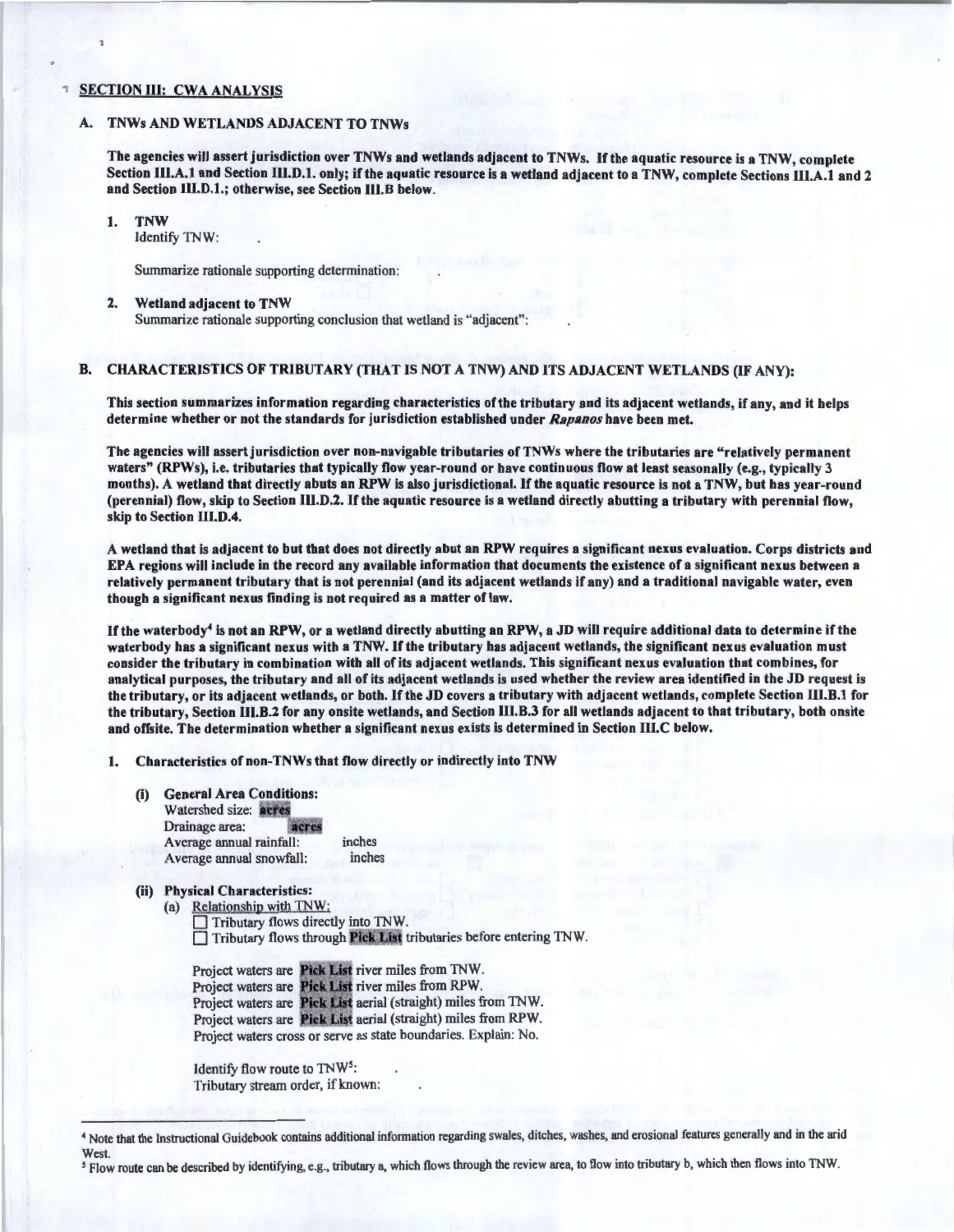## SECTION III: CWA ANALYSIS

### A. TNWs AND WETLANDS ADJACENT TO TNWs

**The agencies will assert jurisdiction over TNWs and wetlands adjacent to TNWs. If the aquatic resource is a TNW, complete Section III.A.1 and Section III.D.1. only; if the aquatic resource is a wetland adjacent to a TNW, complete Sections III.A.1 and 2 and Section III.D.1.; otherwise, see Section III.B below.**

1. **TNW**
   Identify TNW: .

   Summarize rationale supporting determination: .

2. **Wetland adjacent to TNW**
   Summarize rationale supporting conclusion that wetland is "adjacent": .

### B. CHARACTERISTICS OF TRIBUTARY (THAT IS NOT A TNW) AND ITS ADJACENT WETLANDS (IF ANY):

**This section summarizes information regarding characteristics of the tributary and its adjacent wetlands, if any, and it helps determine whether or not the standards for jurisdiction established under *Rapanos* have been met.**

**The agencies will assert jurisdiction over non-navigable tributaries of TNWs where the tributaries are "relatively permanent waters" (RPWs), i.e. tributaries that typically flow year-round or have continuous flow at least seasonally (e.g., typically 3 months). A wetland that directly abuts an RPW is also jurisdictional. If the aquatic resource is not a TNW, but has year-round (perennial) flow, skip to Section III.D.2. If the aquatic resource is a wetland directly abutting a tributary with perennial flow, skip to Section III.D.4.**

**A wetland that is adjacent to but that does not directly abut an RPW requires a significant nexus evaluation. Corps districts and EPA regions will include in the record any available information that documents the existence of a significant nexus between a relatively permanent tributary that is not perennial (and its adjacent wetlands if any) and a traditional navigable water, even though a significant nexus finding is not required as a matter of law.**

**If the waterbody[4] is not an RPW, or a wetland directly abutting an RPW, a JD will require additional data to determine if the waterbody has a significant nexus with a TNW. If the tributary has adjacent wetlands, the significant nexus evaluation must consider the tributary in combination with all of its adjacent wetlands. This significant nexus evaluation that combines, for analytical purposes, the tributary and all of its adjacent wetlands is used whether the review area identified in the JD request is the tributary, or its adjacent wetlands, or both. If the JD covers a tributary with adjacent wetlands, complete Section III.B.1 for the tributary, Section III.B.2 for any onsite wetlands, and Section III.B.3 for all wetlands adjacent to that tributary, both onsite and offsite. The determination whether a significant nexus exists is determined in Section III.C below.**

1. **Characteristics of non-TNWs that flow directly or indirectly into TNW**

   (i) **General Area Conditions:**
   Watershed size: acres
   Drainage area: acres
   Average annual rainfall: inches
   Average annual snowfall: inches

   (ii) **Physical Characteristics:**
   (a) Relationship with TNW:
   ☐ Tributary flows directly into TNW.
   ☐ Tributary flows through Pick List tributaries before entering TNW.

   Project waters are Pick List river miles from TNW.
   Project waters are Pick List river miles from RPW.
   Project waters are Pick List aerial (straight) miles from TNW.
   Project waters are Pick List aerial (straight) miles from RPW.
   Project waters cross or serve as state boundaries. Explain: No.

   Identify flow route to TNW[5]: .
   Tributary stream order, if known: .

---

[4] Note that the Instructional Guidebook contains additional information regarding swales, ditches, washes, and erosional features generally and in the arid West.

[5] Flow route can be described by identifying, e.g., tributary a, which flows through the review area, to flow into tributary b, which then flows into TNW.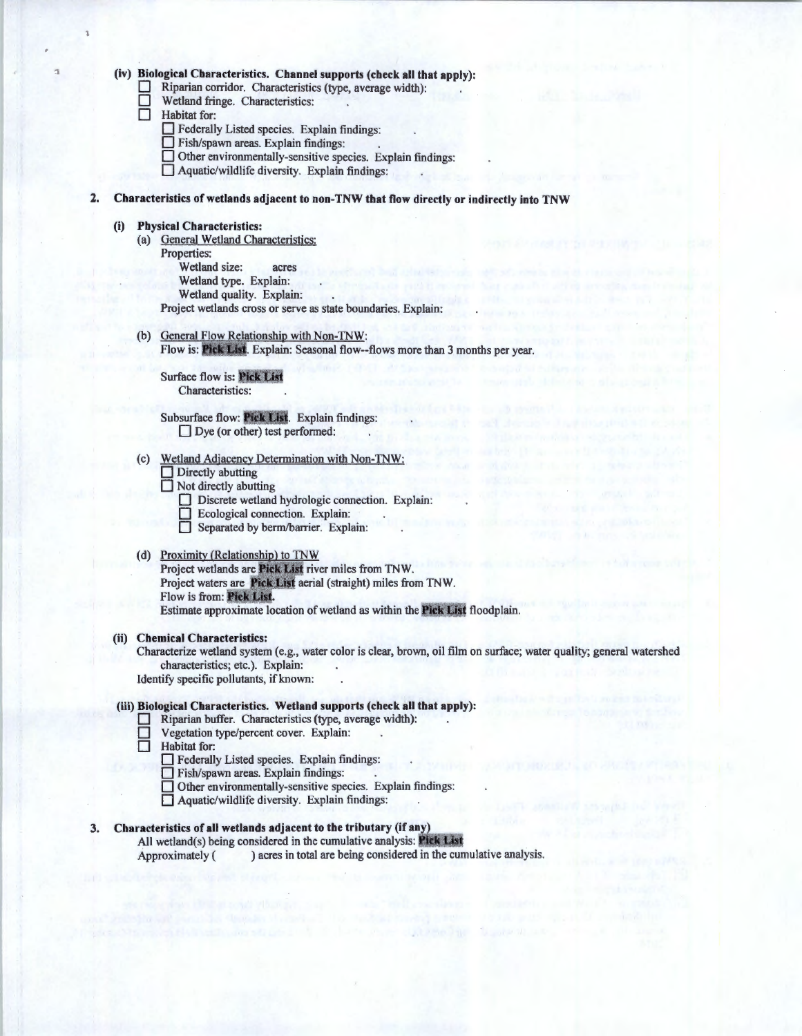**(iv) Biological Characteristics. Channel supports (check all that apply):**

- ☐ Riparian corridor. Characteristics (type, average width):
- ☐ Wetland fringe. Characteristics:
- ☐ Habitat for:
  - ☐ Federally Listed species. Explain findings: .
  - ☐ Fish/spawn areas. Explain findings: .
  - ☐ Other environmentally-sensitive species. Explain findings: .
  - ☐ Aquatic/wildlife diversity. Explain findings:

**2. Characteristics of wetlands adjacent to non-TNW that flow directly or indirectly into TNW**

**(i) Physical Characteristics:**

(a) General Wetland Characteristics:

Properties:

Wetland size: acres

Wetland type. Explain:

Wetland quality. Explain:

Project wetlands cross or serve as state boundaries. Explain: .

(b) General Flow Relationship with Non-TNW:

Flow is: **Pick List**. Explain: Seasonal flow--flows more than 3 months per year.

Surface flow is: **Pick List**

Characteristics: .

Subsurface flow: **Pick List**. Explain findings: .

☐ Dye (or other) test performed:

(c) Wetland Adjacency Determination with Non-TNW:

- ☐ Directly abutting
- ☐ Not directly abutting
  - ☐ Discrete wetland hydrologic connection. Explain: .
  - ☐ Ecological connection. Explain: .
  - ☐ Separated by berm/barrier. Explain: .

(d) Proximity (Relationship) to TNW

Project wetlands are **Pick List** river miles from TNW.

Project waters are **Pick List** aerial (straight) miles from TNW.

Flow is from: **Pick List**.

Estimate approximate location of wetland as within the **Pick List** floodplain.

**(ii) Chemical Characteristics:**

Characterize wetland system (e.g., water color is clear, brown, oil film on surface; water quality; general watershed characteristics; etc.). Explain: .

Identify specific pollutants, if known: .

**(iii) Biological Characteristics. Wetland supports (check all that apply):**

- ☐ Riparian buffer. Characteristics (type, average width): .
- ☐ Vegetation type/percent cover. Explain: .
- ☐ Habitat for:
  - ☐ Federally Listed species. Explain findings: .
  - ☐ Fish/spawn areas. Explain findings: .
  - ☐ Other environmentally-sensitive species. Explain findings: .
  - ☐ Aquatic/wildlife diversity. Explain findings: .

**3. Characteristics of all wetlands adjacent to the tributary (if any)**

All wetland(s) being considered in the cumulative analysis: **Pick List**

Approximately ( ) acres in total are being considered in the cumulative analysis.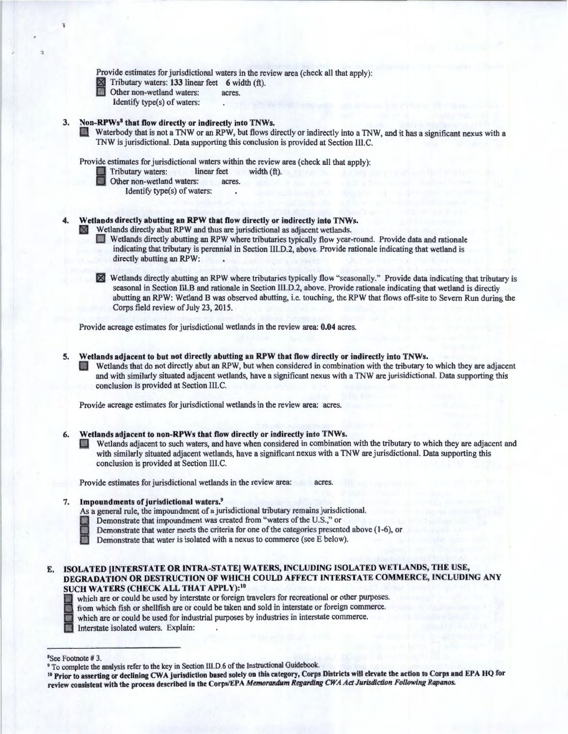Provide estimates for jurisdictional waters in the review area (check all that apply):

☒ Tributary waters: **133** linear feet **6** width (ft).
☐ Other non-wetland waters: acres.
Identify type(s) of waters: .

**3. Non-RPWs[8] that flow directly or indirectly into TNWs.**

☐ Waterbody that is not a TNW or an RPW, but flows directly or indirectly into a TNW, and it has a significant nexus with a TNW is jurisdictional. Data supporting this conclusion is provided at Section III.C.

Provide estimates for jurisdictional waters within the review area (check all that apply):

☐ Tributary waters: linear feet width (ft).
☐ Other non-wetland waters: acres.
Identify type(s) of waters: .

**4. Wetlands directly abutting an RPW that flow directly or indirectly into TNWs.**

☒ Wetlands directly abut RPW and thus are jurisdictional as adjacent wetlands.

☐ Wetlands directly abutting an RPW where tributaries typically flow year-round. Provide data and rationale indicating that tributary is perennial in Section III.D.2, above. Provide rationale indicating that wetland is directly abutting an RPW:

☒ Wetlands directly abutting an RPW where tributaries typically flow "seasonally." Provide data indicating that tributary is seasonal in Section III.B and rationale in Section III.D.2, above. Provide rationale indicating that wetland is directly abutting an RPW: Wetland B was observed abutting, i.e. touching, the RPW that flows off-site to Severn Run during the Corps field review of July 23, 2015.

Provide acreage estimates for jurisdictional wetlands in the review area: **0.04** acres.

**5. Wetlands adjacent to but not directly abutting an RPW that flow directly or indirectly into TNWs.**

☐ Wetlands that do not directly abut an RPW, but when considered in combination with the tributary to which they are adjacent and with similarly situated adjacent wetlands, have a significant nexus with a TNW are jurisidictional. Data supporting this conclusion is provided at Section III.C.

Provide acreage estimates for jurisdictional wetlands in the review area: acres.

**6. Wetlands adjacent to non-RPWs that flow directly or indirectly into TNWs.**

☐ Wetlands adjacent to such waters, and have when considered in combination with the tributary to which they are adjacent and with similarly situated adjacent wetlands, have a significant nexus with a TNW are jurisdictional. Data supporting this conclusion is provided at Section III.C.

Provide estimates for jurisdictional wetlands in the review area: acres.

**7. Impoundments of jurisdictional waters.[9]**

As a general rule, the impoundment of a jurisdictional tributary remains jurisdictional.

☐ Demonstrate that impoundment was created from "waters of the U.S.," or
☐ Demonstrate that water meets the criteria for one of the categories presented above (1-6), or
☐ Demonstrate that water is isolated with a nexus to commerce (see E below).

## E. ISOLATED [INTERSTATE OR INTRA-STATE] WATERS, INCLUDING ISOLATED WETLANDS, THE USE, DEGRADATION OR DESTRUCTION OF WHICH COULD AFFECT INTERSTATE COMMERCE, INCLUDING ANY SUCH WATERS (CHECK ALL THAT APPLY):[10]

☐ which are or could be used by interstate or foreign travelers for recreational or other purposes.
☐ from which fish or shellfish are or could be taken and sold in interstate or foreign commerce.
☐ which are or could be used for industrial purposes by industries in interstate commerce.
☐ Interstate isolated waters. Explain: .

---

[8] See Footnote # 3.

[9] To complete the analysis refer to the key in Section III.D.6 of the Instructional Guidebook.

[10] **Prior to asserting or declining CWA jurisdiction based solely on this category, Corps Districts will elevate the action to Corps and EPA HQ for review consistent with the process described in the Corps/EPA *Memorandum Regarding CWA Act Jurisdiction Following Rapanos.***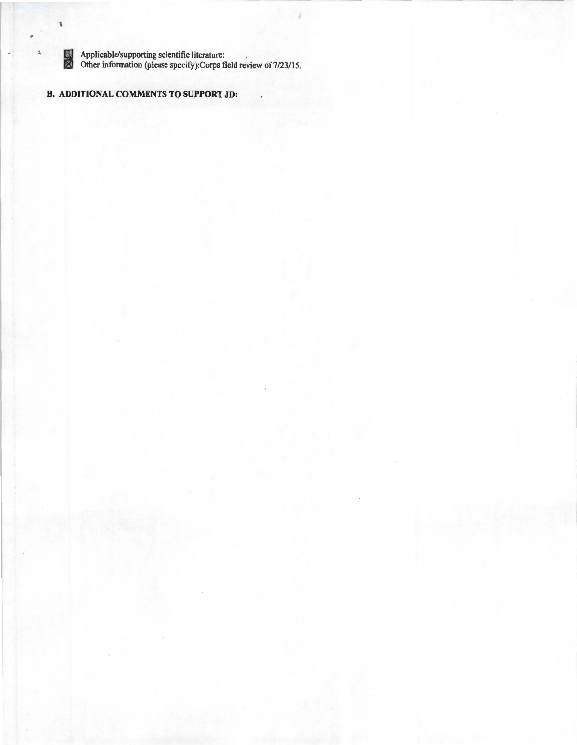- ☐ Applicable/supporting scientific literature:
- ☒ Other information (please specify): Corps field review of 7/23/15.

**B. ADDITIONAL COMMENTS TO SUPPORT JD:**